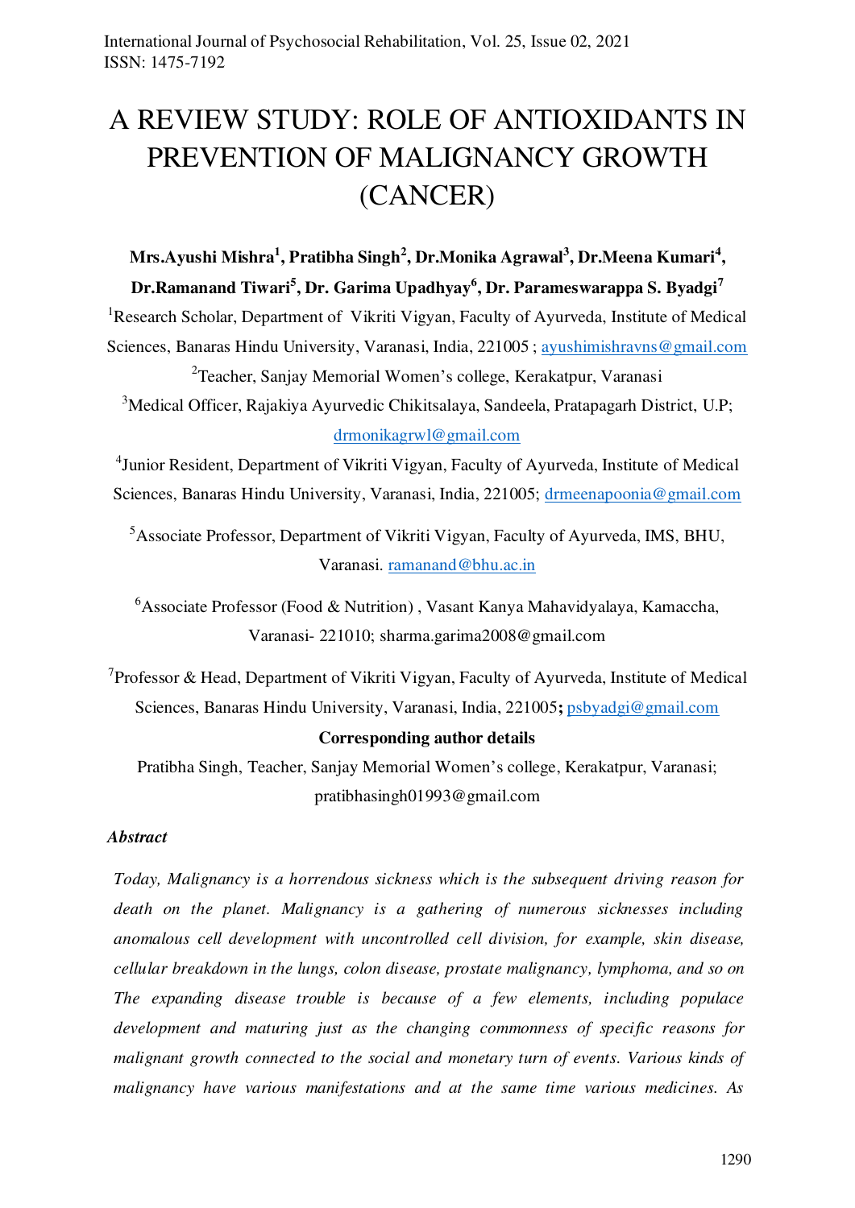# A REVIEW STUDY: ROLE OF ANTIOXIDANTS IN PREVENTION OF MALIGNANCY GROWTH (CANCER)

**Mrs.Ayushi Mishra[1], Pratibha Singh[2], Dr.Monika Agrawal[3], Dr.Meena Kumari[4], Dr.Ramanand Tiwari[5], Dr. Garima Upadhyay[6], Dr. Parameswarappa S. Byadgi[7]**

[1]Research Scholar, Department of Vikriti Vigyan, Faculty of Ayurveda, Institute of Medical Sciences, Banaras Hindu University, Varanasi, India, 221005 ; ayushimishravns@gmail.com

[2]Teacher, Sanjay Memorial Women's college, Kerakatpur, Varanasi

[3]Medical Officer, Rajakiya Ayurvedic Chikitsalaya, Sandeela, Pratapagarh District, U.P; drmonikagrwl@gmail.com

[4]Junior Resident, Department of Vikriti Vigyan, Faculty of Ayurveda, Institute of Medical Sciences, Banaras Hindu University, Varanasi, India, 221005; drmeenapoonia@gmail.com

[5]Associate Professor, Department of Vikriti Vigyan, Faculty of Ayurveda, IMS, BHU, Varanasi. ramanand@bhu.ac.in

[6]Associate Professor (Food & Nutrition) , Vasant Kanya Mahavidyalaya, Kamaccha, Varanasi- 221010; sharma.garima2008@gmail.com

[7]Professor & Head, Department of Vikriti Vigyan, Faculty of Ayurveda, Institute of Medical Sciences, Banaras Hindu University, Varanasi, India, 221005**;** psbyadgi@gmail.com

**Corresponding author details**

Pratibha Singh, Teacher, Sanjay Memorial Women's college, Kerakatpur, Varanasi; pratibhasingh01993@gmail.com

### *Abstract*

*Today, Malignancy is a horrendous sickness which is the subsequent driving reason for death on the planet. Malignancy is a gathering of numerous sicknesses including anomalous cell development with uncontrolled cell division, for example, skin disease, cellular breakdown in the lungs, colon disease, prostate malignancy, lymphoma, and so on The expanding disease trouble is because of a few elements, including populace development and maturing just as the changing commonness of specific reasons for malignant growth connected to the social and monetary turn of events. Various kinds of malignancy have various manifestations and at the same time various medicines. As*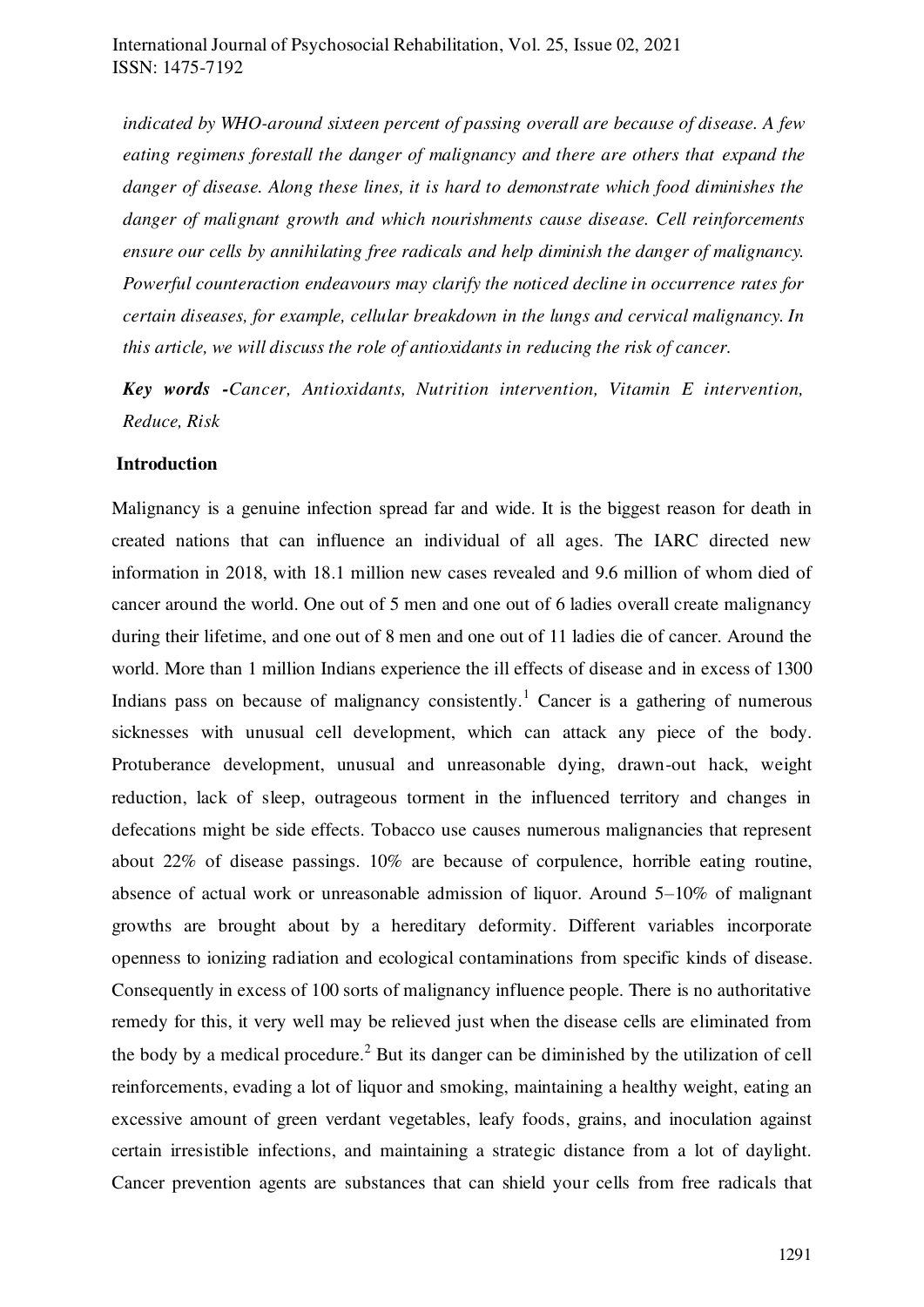*indicated by WHO-around sixteen percent of passing overall are because of disease. A few eating regimens forestall the danger of malignancy and there are others that expand the danger of disease. Along these lines, it is hard to demonstrate which food diminishes the danger of malignant growth and which nourishments cause disease. Cell reinforcements ensure our cells by annihilating free radicals and help diminish the danger of malignancy. Powerful counteraction endeavours may clarify the noticed decline in occurrence rates for certain diseases, for example, cellular breakdown in the lungs and cervical malignancy. In this article, we will discuss the role of antioxidants in reducing the risk of cancer.*

***Key words** -Cancer, Antioxidants, Nutrition intervention, Vitamin E intervention, Reduce, Risk*

## Introduction

Malignancy is a genuine infection spread far and wide. It is the biggest reason for death in created nations that can influence an individual of all ages. The IARC directed new information in 2018, with 18.1 million new cases revealed and 9.6 million of whom died of cancer around the world. One out of 5 men and one out of 6 ladies overall create malignancy during their lifetime, and one out of 8 men and one out of 11 ladies die of cancer. Around the world. More than 1 million Indians experience the ill effects of disease and in excess of 1300 Indians pass on because of malignancy consistently.[1] Cancer is a gathering of numerous sicknesses with unusual cell development, which can attack any piece of the body. Protuberance development, unusual and unreasonable dying, drawn-out hack, weight reduction, lack of sleep, outrageous torment in the influenced territory and changes in defecations might be side effects. Tobacco use causes numerous malignancies that represent about 22% of disease passings. 10% are because of corpulence, horrible eating routine, absence of actual work or unreasonable admission of liquor. Around 5–10% of malignant growths are brought about by a hereditary deformity. Different variables incorporate openness to ionizing radiation and ecological contaminations from specific kinds of disease. Consequently in excess of 100 sorts of malignancy influence people. There is no authoritative remedy for this, it very well may be relieved just when the disease cells are eliminated from the body by a medical procedure.[2] But its danger can be diminished by the utilization of cell reinforcements, evading a lot of liquor and smoking, maintaining a healthy weight, eating an excessive amount of green verdant vegetables, leafy foods, grains, and inoculation against certain irresistible infections, and maintaining a strategic distance from a lot of daylight. Cancer prevention agents are substances that can shield your cells from free radicals that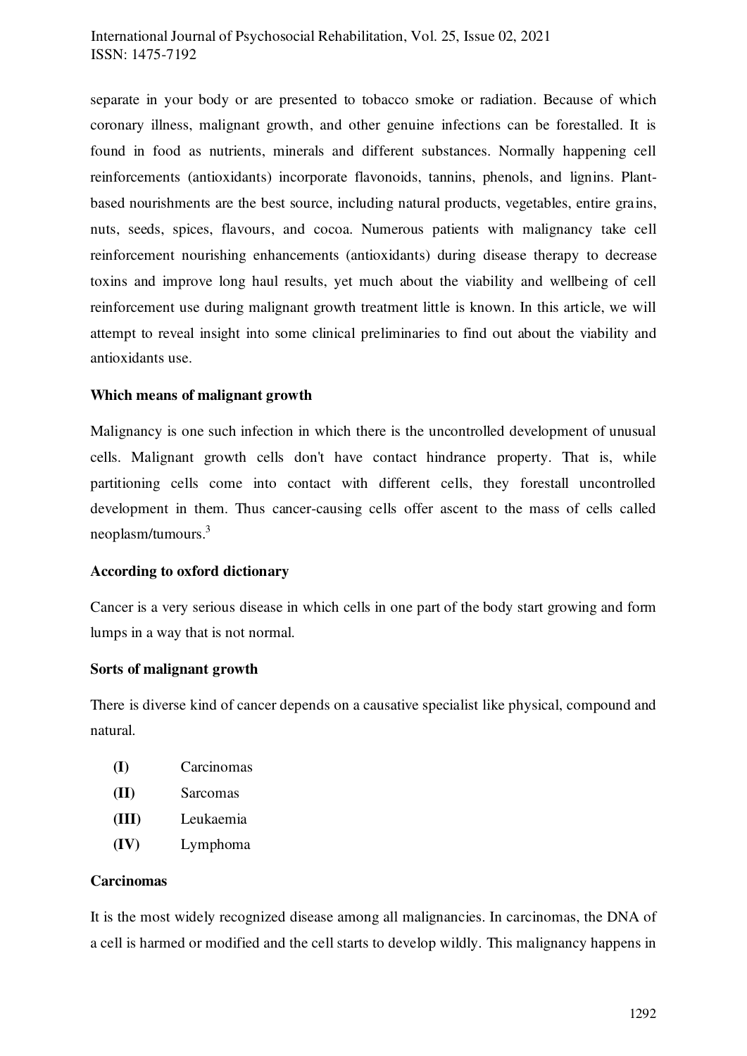separate in your body or are presented to tobacco smoke or radiation. Because of which coronary illness, malignant growth, and other genuine infections can be forestalled. It is found in food as nutrients, minerals and different substances. Normally happening cell reinforcements (antioxidants) incorporate flavonoids, tannins, phenols, and lignins. Plant-based nourishments are the best source, including natural products, vegetables, entire grains, nuts, seeds, spices, flavours, and cocoa. Numerous patients with malignancy take cell reinforcement nourishing enhancements (antioxidants) during disease therapy to decrease toxins and improve long haul results, yet much about the viability and wellbeing of cell reinforcement use during malignant growth treatment little is known. In this article, we will attempt to reveal insight into some clinical preliminaries to find out about the viability and antioxidants use.

**Which means of malignant growth**

Malignancy is one such infection in which there is the uncontrolled development of unusual cells. Malignant growth cells don't have contact hindrance property. That is, while partitioning cells come into contact with different cells, they forestall uncontrolled development in them. Thus cancer-causing cells offer ascent to the mass of cells called neoplasm/tumours.[3]

**According to oxford dictionary**

Cancer is a very serious disease in which cells in one part of the body start growing and form lumps in a way that is not normal.

**Sorts of malignant growth**

There is diverse kind of cancer depends on a causative specialist like physical, compound and natural.

- **(I)** Carcinomas
- **(II)** Sarcomas
- **(III)** Leukaemia
- **(IV)** Lymphoma

**Carcinomas**

It is the most widely recognized disease among all malignancies. In carcinomas, the DNA of a cell is harmed or modified and the cell starts to develop wildly. This malignancy happens in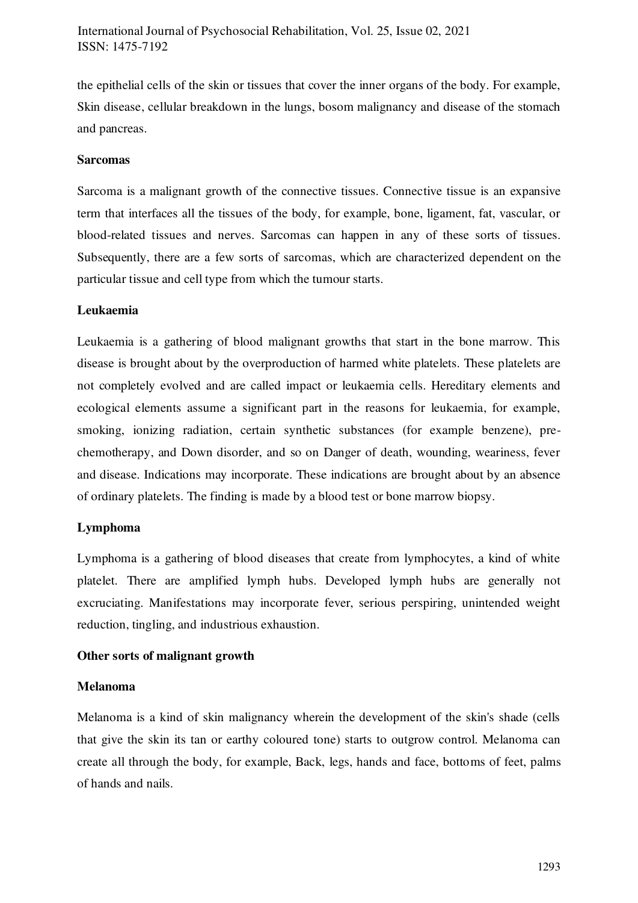the epithelial cells of the skin or tissues that cover the inner organs of the body. For example, Skin disease, cellular breakdown in the lungs, bosom malignancy and disease of the stomach and pancreas.

**Sarcomas**

Sarcoma is a malignant growth of the connective tissues. Connective tissue is an expansive term that interfaces all the tissues of the body, for example, bone, ligament, fat, vascular, or blood-related tissues and nerves. Sarcomas can happen in any of these sorts of tissues. Subsequently, there are a few sorts of sarcomas, which are characterized dependent on the particular tissue and cell type from which the tumour starts.

**Leukaemia**

Leukaemia is a gathering of blood malignant growths that start in the bone marrow. This disease is brought about by the overproduction of harmed white platelets. These platelets are not completely evolved and are called impact or leukaemia cells. Hereditary elements and ecological elements assume a significant part in the reasons for leukaemia, for example, smoking, ionizing radiation, certain synthetic substances (for example benzene), pre-chemotherapy, and Down disorder, and so on Danger of death, wounding, weariness, fever and disease. Indications may incorporate. These indications are brought about by an absence of ordinary platelets. The finding is made by a blood test or bone marrow biopsy.

**Lymphoma**

Lymphoma is a gathering of blood diseases that create from lymphocytes, a kind of white platelet. There are amplified lymph hubs. Developed lymph hubs are generally not excruciating. Manifestations may incorporate fever, serious perspiring, unintended weight reduction, tingling, and industrious exhaustion.

**Other sorts of malignant growth**

**Melanoma**

Melanoma is a kind of skin malignancy wherein the development of the skin's shade (cells that give the skin its tan or earthy coloured tone) starts to outgrow control. Melanoma can create all through the body, for example, Back, legs, hands and face, bottoms of feet, palms of hands and nails.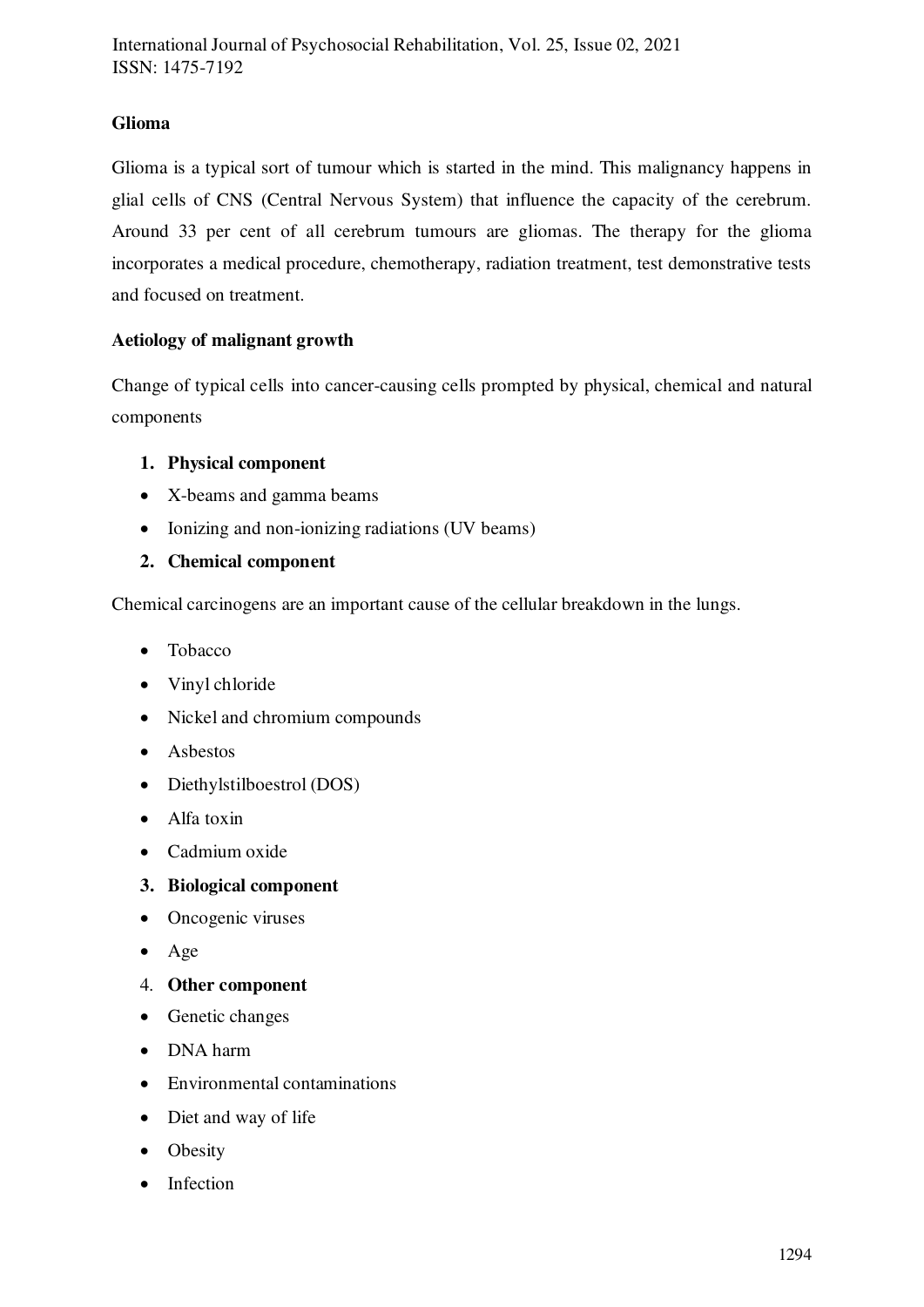**Glioma**

Glioma is a typical sort of tumour which is started in the mind. This malignancy happens in glial cells of CNS (Central Nervous System) that influence the capacity of the cerebrum. Around 33 per cent of all cerebrum tumours are gliomas. The therapy for the glioma incorporates a medical procedure, chemotherapy, radiation treatment, test demonstrative tests and focused on treatment.

**Aetiology of malignant growth**

Change of typical cells into cancer-causing cells prompted by physical, chemical and natural components

1. **Physical component**

- X-beams and gamma beams
- Ionizing and non-ionizing radiations (UV beams)

2. **Chemical component**

Chemical carcinogens are an important cause of the cellular breakdown in the lungs.

- Tobacco
- Vinyl chloride
- Nickel and chromium compounds
- Asbestos
- Diethylstilboestrol (DOS)
- Alfa toxin
- Cadmium oxide

3. **Biological component**

- Oncogenic viruses
- Age

4. **Other component**

- Genetic changes
- DNA harm
- Environmental contaminations
- Diet and way of life
- Obesity
- Infection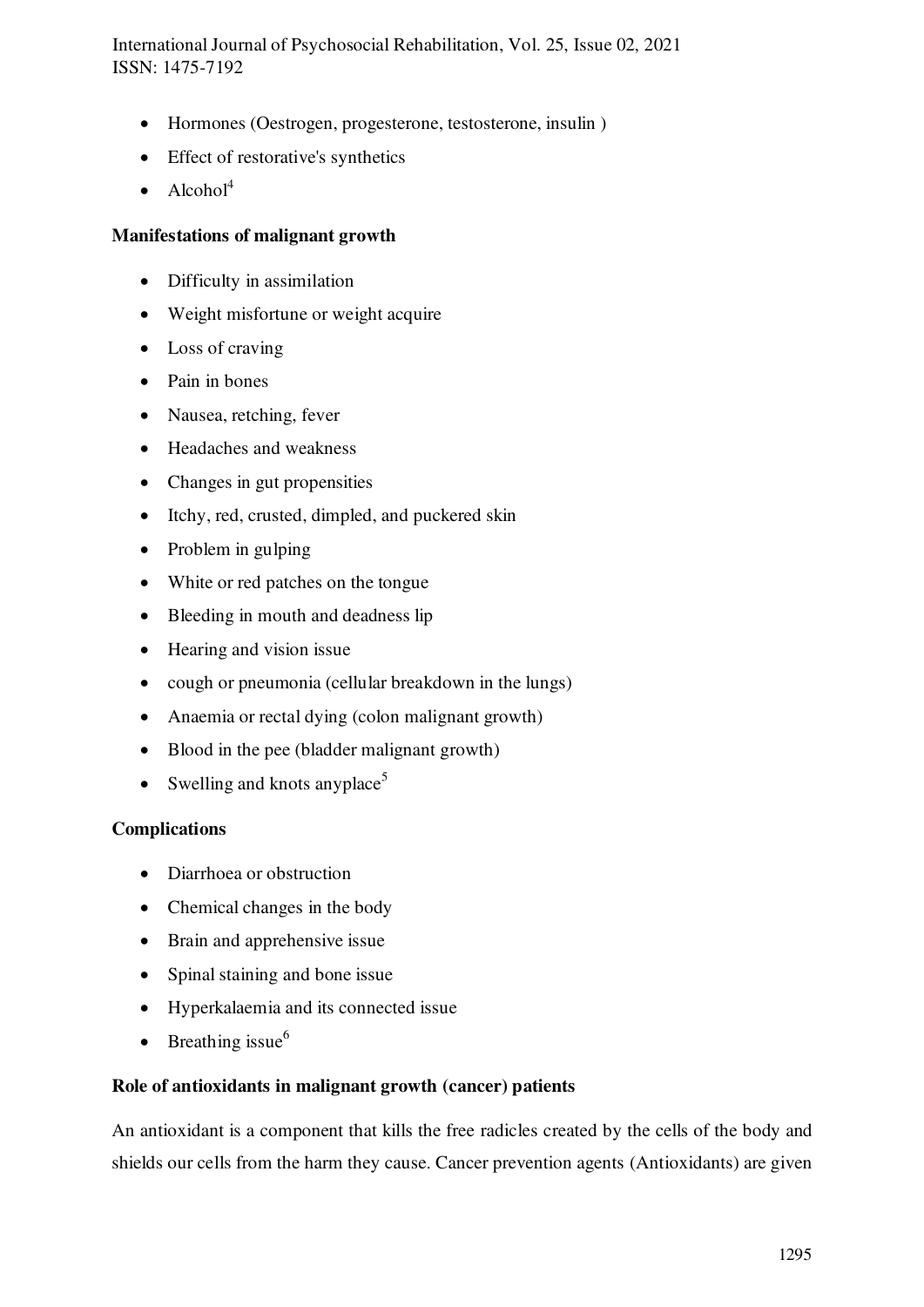- Hormones (Oestrogen, progesterone, testosterone, insulin )
- Effect of restorative's synthetics
- Alcohol[4]

**Manifestations of malignant growth**

- Difficulty in assimilation
- Weight misfortune or weight acquire
- Loss of craving
- Pain in bones
- Nausea, retching, fever
- Headaches and weakness
- Changes in gut propensities
- Itchy, red, crusted, dimpled, and puckered skin
- Problem in gulping
- White or red patches on the tongue
- Bleeding in mouth and deadness lip
- Hearing and vision issue
- cough or pneumonia (cellular breakdown in the lungs)
- Anaemia or rectal dying (colon malignant growth)
- Blood in the pee (bladder malignant growth)
- Swelling and knots anyplace[5]

**Complications**

- Diarrhoea or obstruction
- Chemical changes in the body
- Brain and apprehensive issue
- Spinal staining and bone issue
- Hyperkalaemia and its connected issue
- Breathing issue[6]

**Role of antioxidants in malignant growth (cancer) patients**

An antioxidant is a component that kills the free radicles created by the cells of the body and shields our cells from the harm they cause. Cancer prevention agents (Antioxidants) are given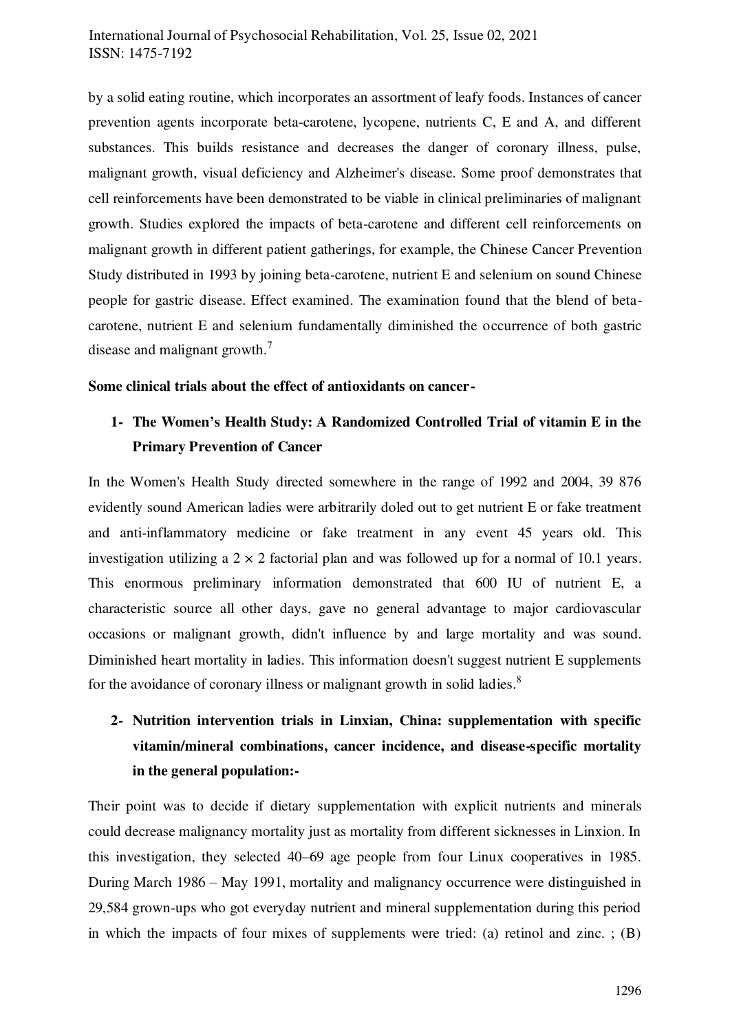by a solid eating routine, which incorporates an assortment of leafy foods. Instances of cancer prevention agents incorporate beta-carotene, lycopene, nutrients C, E and A, and different substances. This builds resistance and decreases the danger of coronary illness, pulse, malignant growth, visual deficiency and Alzheimer's disease. Some proof demonstrates that cell reinforcements have been demonstrated to be viable in clinical preliminaries of malignant growth. Studies explored the impacts of beta-carotene and different cell reinforcements on malignant growth in different patient gatherings, for example, the Chinese Cancer Prevention Study distributed in 1993 by joining beta-carotene, nutrient E and selenium on sound Chinese people for gastric disease. Effect examined. The examination found that the blend of beta-carotene, nutrient E and selenium fundamentally diminished the occurrence of both gastric disease and malignant growth.[7]

**Some clinical trials about the effect of antioxidants on cancer-**

1- **The Women's Health Study: A Randomized Controlled Trial of vitamin E in the Primary Prevention of Cancer**

In the Women's Health Study directed somewhere in the range of 1992 and 2004, 39 876 evidently sound American ladies were arbitrarily doled out to get nutrient E or fake treatment and anti-inflammatory medicine or fake treatment in any event 45 years old. This investigation utilizing a 2 × 2 factorial plan and was followed up for a normal of 10.1 years. This enormous preliminary information demonstrated that 600 IU of nutrient E, a characteristic source all other days, gave no general advantage to major cardiovascular occasions or malignant growth, didn't influence by and large mortality and was sound. Diminished heart mortality in ladies. This information doesn't suggest nutrient E supplements for the avoidance of coronary illness or malignant growth in solid ladies.[8]

2- **Nutrition intervention trials in Linxian, China: supplementation with specific vitamin/mineral combinations, cancer incidence, and disease-specific mortality in the general population:-**

Their point was to decide if dietary supplementation with explicit nutrients and minerals could decrease malignancy mortality just as mortality from different sicknesses in Linxion. In this investigation, they selected 40–69 age people from four Linux cooperatives in 1985. During March 1986 – May 1991, mortality and malignancy occurrence were distinguished in 29,584 grown-ups who got everyday nutrient and mineral supplementation during this period in which the impacts of four mixes of supplements were tried: (a) retinol and zinc. ; (B)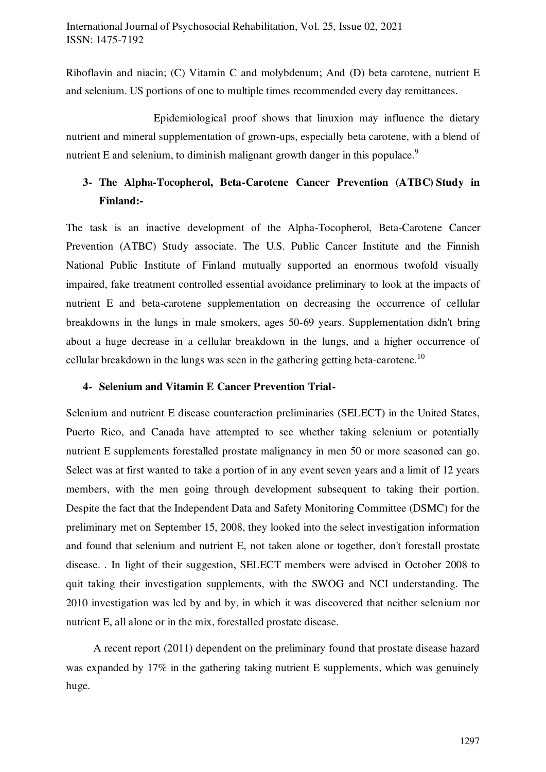Riboflavin and niacin; (C) Vitamin C and molybdenum; And (D) beta carotene, nutrient E and selenium. US portions of one to multiple times recommended every day remittances.

Epidemiological proof shows that linuxion may influence the dietary nutrient and mineral supplementation of grown-ups, especially beta carotene, with a blend of nutrient E and selenium, to diminish malignant growth danger in this populace.[9]

### 3- The Alpha-Tocopherol, Beta-Carotene Cancer Prevention (ATBC) Study in Finland:-

The task is an inactive development of the Alpha-Tocopherol, Beta-Carotene Cancer Prevention (ATBC) Study associate. The U.S. Public Cancer Institute and the Finnish National Public Institute of Finland mutually supported an enormous twofold visually impaired, fake treatment controlled essential avoidance preliminary to look at the impacts of nutrient E and beta-carotene supplementation on decreasing the occurrence of cellular breakdowns in the lungs in male smokers, ages 50-69 years. Supplementation didn't bring about a huge decrease in a cellular breakdown in the lungs, and a higher occurrence of cellular breakdown in the lungs was seen in the gathering getting beta-carotene.[10]

### 4- Selenium and Vitamin E Cancer Prevention Trial-

Selenium and nutrient E disease counteraction preliminaries (SELECT) in the United States, Puerto Rico, and Canada have attempted to see whether taking selenium or potentially nutrient E supplements forestalled prostate malignancy in men 50 or more seasoned can go. Select was at first wanted to take a portion of in any event seven years and a limit of 12 years members, with the men going through development subsequent to taking their portion. Despite the fact that the Independent Data and Safety Monitoring Committee (DSMC) for the preliminary met on September 15, 2008, they looked into the select investigation information and found that selenium and nutrient E, not taken alone or together, don't forestall prostate disease. . In light of their suggestion, SELECT members were advised in October 2008 to quit taking their investigation supplements, with the SWOG and NCI understanding. The 2010 investigation was led by and by, in which it was discovered that neither selenium nor nutrient E, all alone or in the mix, forestalled prostate disease.

A recent report (2011) dependent on the preliminary found that prostate disease hazard was expanded by 17% in the gathering taking nutrient E supplements, which was genuinely huge.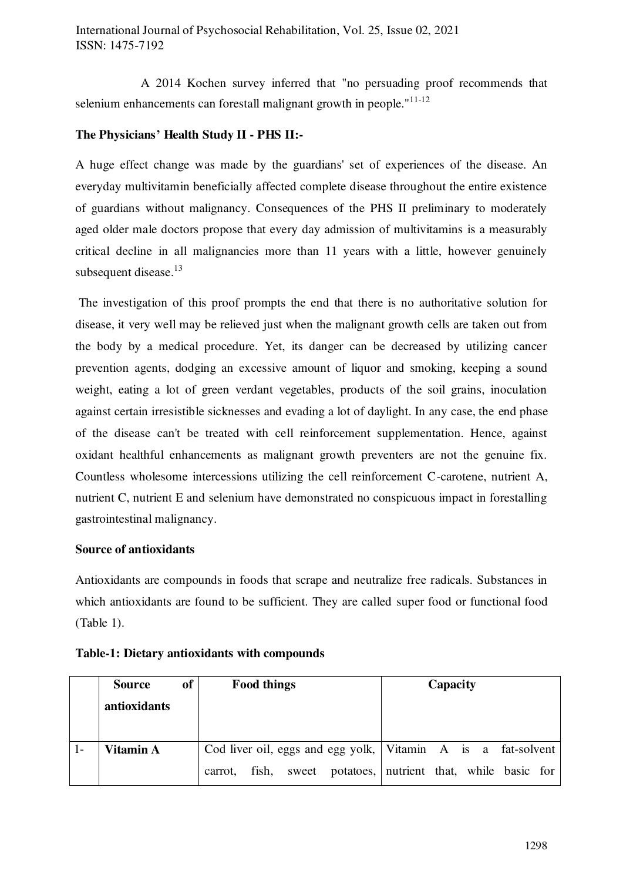A 2014 Kochen survey inferred that "no persuading proof recommends that selenium enhancements can forestall malignant growth in people."[11-12]

**The Physicians' Health Study II - PHS II:-**

A huge effect change was made by the guardians' set of experiences of the disease. An everyday multivitamin beneficially affected complete disease throughout the entire existence of guardians without malignancy. Consequences of the PHS II preliminary to moderately aged older male doctors propose that every day admission of multivitamins is a measurably critical decline in all malignancies more than 11 years with a little, however genuinely subsequent disease.[13]

The investigation of this proof prompts the end that there is no authoritative solution for disease, it very well may be relieved just when the malignant growth cells are taken out from the body by a medical procedure. Yet, its danger can be decreased by utilizing cancer prevention agents, dodging an excessive amount of liquor and smoking, keeping a sound weight, eating a lot of green verdant vegetables, products of the soil grains, inoculation against certain irresistible sicknesses and evading a lot of daylight. In any case, the end phase of the disease can't be treated with cell reinforcement supplementation. Hence, against oxidant healthful enhancements as malignant growth preventers are not the genuine fix. Countless wholesome intercessions utilizing the cell reinforcement C-carotene, nutrient A, nutrient C, nutrient E and selenium have demonstrated no conspicuous impact in forestalling gastrointestinal malignancy.

**Source of antioxidants**

Antioxidants are compounds in foods that scrape and neutralize free radicals. Substances in which antioxidants are found to be sufficient. They are called super food or functional food (Table 1).

**Table-1: Dietary antioxidants with compounds**

| | **Source of antioxidants** | **Food things** | **Capacity** |
|---|---|---|---|
| 1- | **Vitamin A** | Cod liver oil, eggs and egg yolk, carrot, fish, sweet potatoes, | Vitamin A is a fat-solvent nutrient that, while basic for |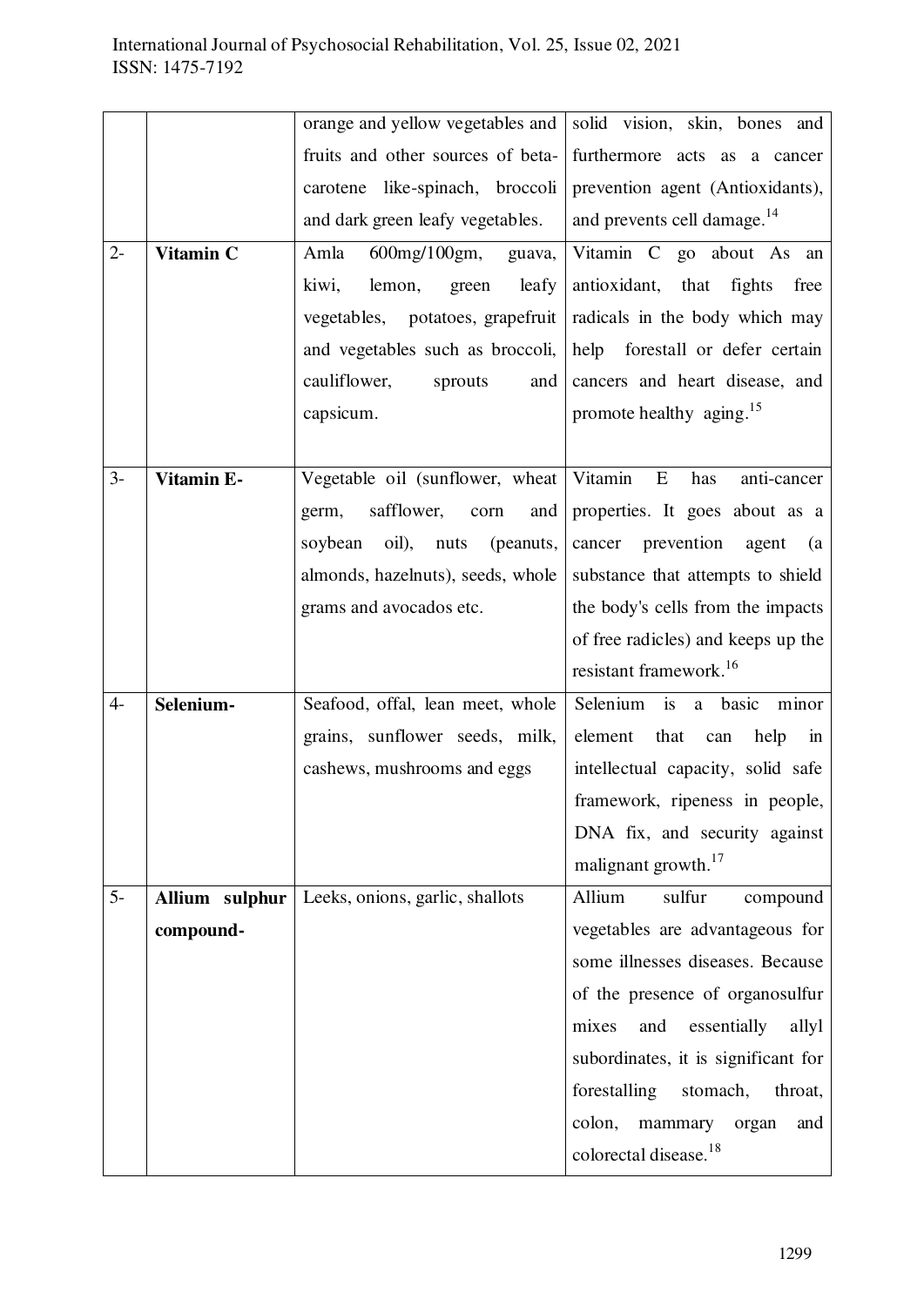| | | | |
|---|---|---|---|
| | | orange and yellow vegetables and fruits and other sources of beta-carotene like-spinach, broccoli and dark green leafy vegetables. | solid vision, skin, bones and furthermore acts as a cancer prevention agent (Antioxidants), and prevents cell damage.[14] |
| 2- | **Vitamin C** | Amla 600mg/100gm, guava, kiwi, lemon, green leafy vegetables, potatoes, grapefruit and vegetables such as broccoli, cauliflower, sprouts and capsicum. | Vitamin C go about As an antioxidant, that fights free radicals in the body which may help forestall or defer certain cancers and heart disease, and promote healthy aging.[15] |
| 3- | **Vitamin E-** | Vegetable oil (sunflower, wheat germ, safflower, corn and soybean oil), nuts (peanuts, almonds, hazelnuts), seeds, whole grams and avocados etc. | Vitamin E has anti-cancer properties. It goes about as a cancer prevention agent (a substance that attempts to shield the body's cells from the impacts of free radicles) and keeps up the resistant framework.[16] |
| 4- | **Selenium-** | Seafood, offal, lean meet, whole grains, sunflower seeds, milk, cashews, mushrooms and eggs | Selenium is a basic minor element that can help in intellectual capacity, solid safe framework, ripeness in people, DNA fix, and security against malignant growth.[17] |
| 5- | **Allium sulphur compound-** | Leeks, onions, garlic, shallots | Allium sulfur compound vegetables are advantageous for some illnesses diseases. Because of the presence of organosulfur mixes and essentially allyl subordinates, it is significant for forestalling stomach, throat, colon, mammary organ and colorectal disease.[18] |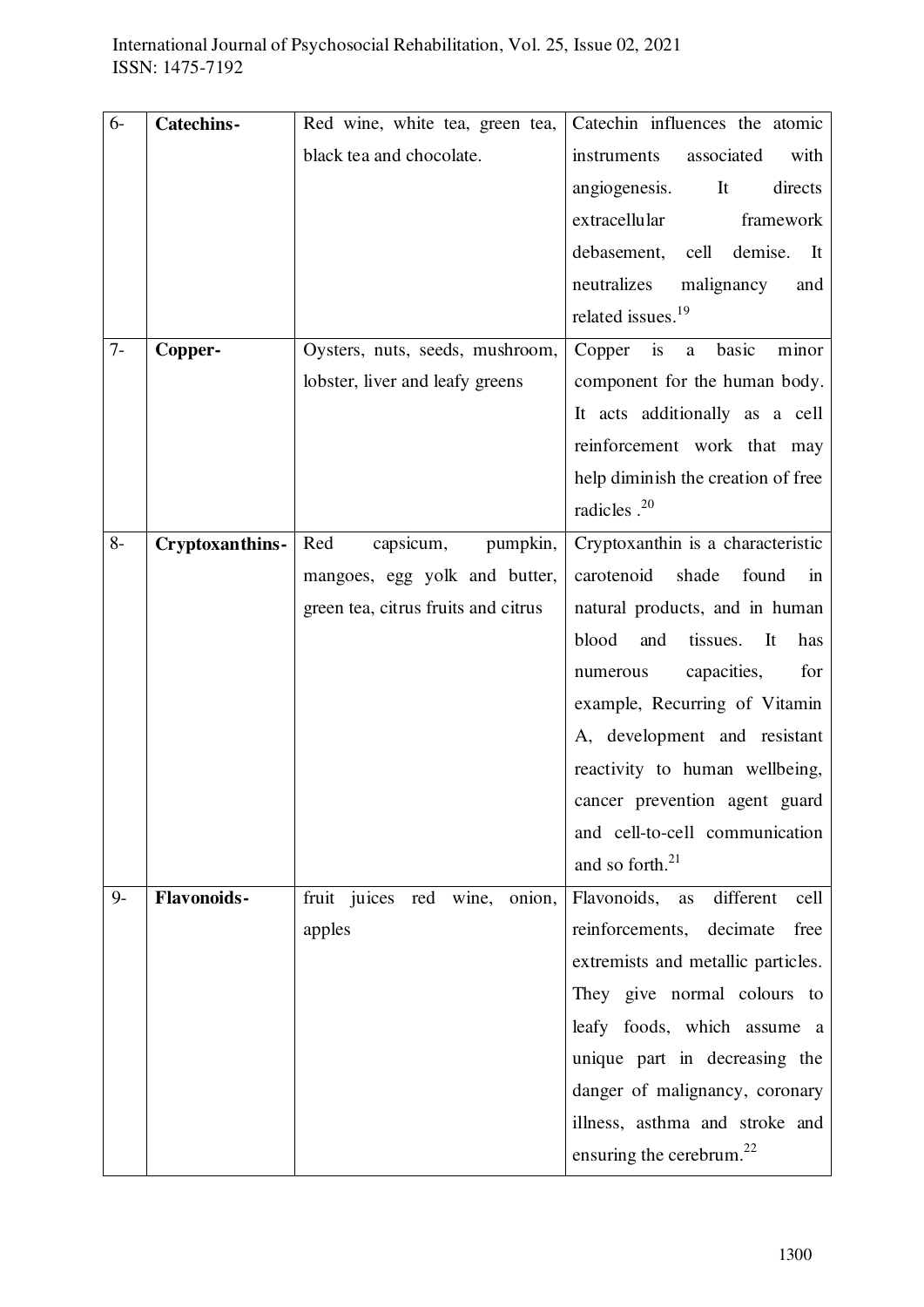| 6- | **Catechins-** | Red wine, white tea, green tea, black tea and chocolate. | Catechin influences the atomic instruments associated with angiogenesis. It directs extracellular framework debasement, cell demise. It neutralizes malignancy and related issues.[19] |
|---|---|---|---|
| 7- | **Copper-** | Oysters, nuts, seeds, mushroom, lobster, liver and leafy greens | Copper is a basic minor component for the human body. It acts additionally as a cell reinforcement work that may help diminish the creation of free radicles .[20] |
| 8- | **Cryptoxanthins-** | Red capsicum, pumpkin, mangoes, egg yolk and butter, green tea, citrus fruits and citrus | Cryptoxanthin is a characteristic carotenoid shade found in natural products, and in human blood and tissues. It has numerous capacities, for example, Recurring of Vitamin A, development and resistant reactivity to human wellbeing, cancer prevention agent guard and cell-to-cell communication and so forth.[21] |
| 9- | **Flavonoids-** | fruit juices red wine, onion, apples | Flavonoids, as different cell reinforcements, decimate free extremists and metallic particles. They give normal colours to leafy foods, which assume a unique part in decreasing the danger of malignancy, coronary illness, asthma and stroke and ensuring the cerebrum.[22] |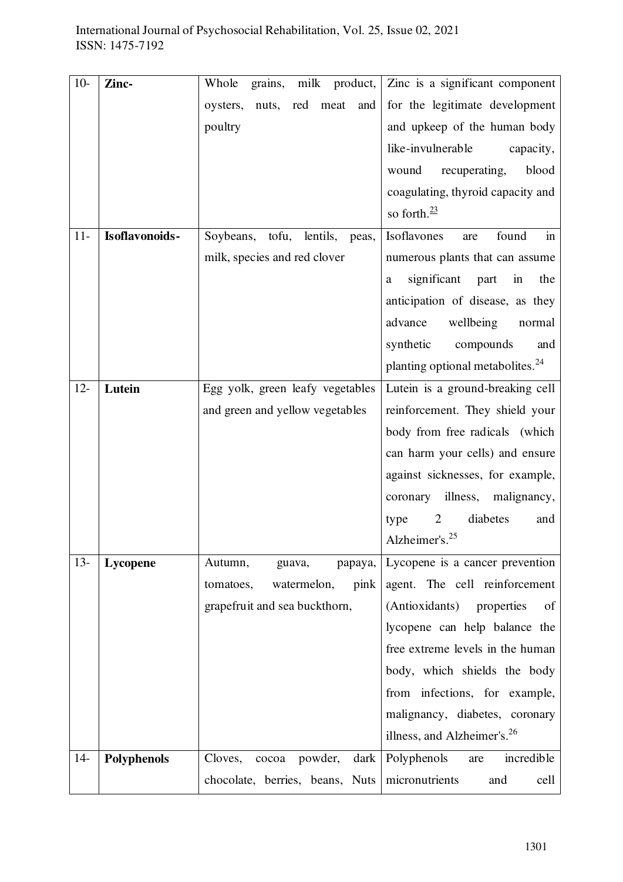| | | | |
|---|---|---|---|
| 10- | **Zinc-** | Whole grains, milk product, oysters, nuts, red meat and poultry | Zinc is a significant component for the legitimate development and upkeep of the human body like-invulnerable capacity, wound recuperating, blood coagulating, thyroid capacity and so forth.[23] |
| 11- | **Isoflavonoids-** | Soybeans, tofu, lentils, peas, milk, species and red clover | Isoflavones are found in numerous plants that can assume a significant part in the anticipation of disease, as they advance wellbeing normal synthetic compounds and planting optional metabolites.[24] |
| 12- | **Lutein** | Egg yolk, green leafy vegetables and green and yellow vegetables | Lutein is a ground-breaking cell reinforcement. They shield your body from free radicals (which can harm your cells) and ensure against sicknesses, for example, coronary illness, malignancy, type 2 diabetes and Alzheimer's.[25] |
| 13- | **Lycopene** | Autumn, guava, papaya, tomatoes, watermelon, pink grapefruit and sea buckthorn, | Lycopene is a cancer prevention agent. The cell reinforcement (Antioxidants) properties of lycopene can help balance the free extreme levels in the human body, which shields the body from infections, for example, malignancy, diabetes, coronary illness, and Alzheimer's.[26] |
| 14- | **Polyphenols** | Cloves, cocoa powder, dark chocolate, berries, beans, Nuts | Polyphenols are incredible micronutrients and cell |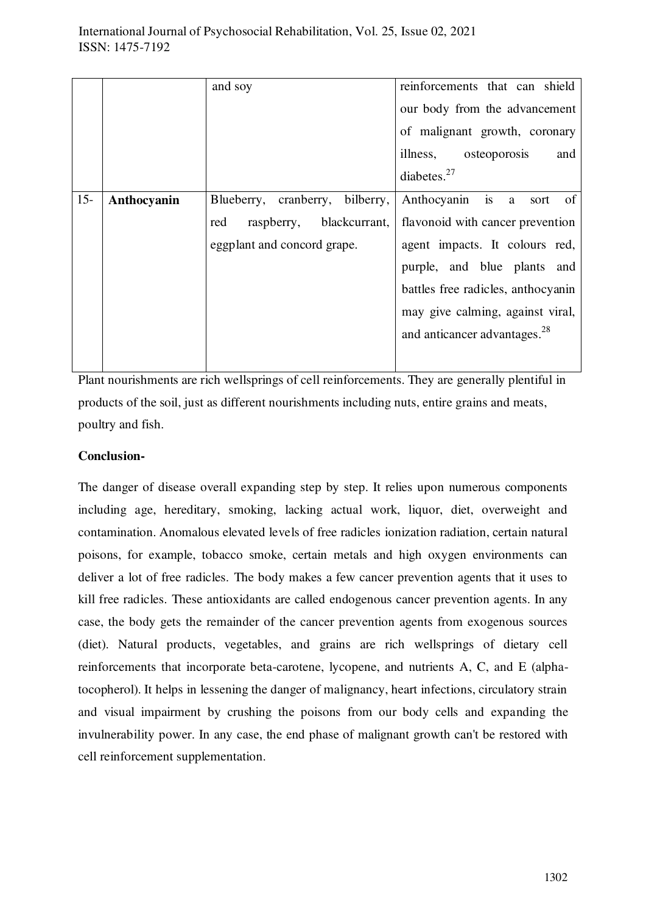|  |  | and soy | reinforcements that can shield our body from the advancement of malignant growth, coronary illness, osteoporosis and diabetes.[27] |
|---|---|---|---|
| 15- | **Anthocyanin** | Blueberry, cranberry, bilberry, red raspberry, blackcurrant, eggplant and concord grape. | Anthocyanin is a sort of flavonoid with cancer prevention agent impacts. It colours red, purple, and blue plants and battles free radicles, anthocyanin may give calming, against viral, and anticancer advantages.[28] |

Plant nourishments are rich wellsprings of cell reinforcements. They are generally plentiful in products of the soil, just as different nourishments including nuts, entire grains and meats, poultry and fish.

**Conclusion-**

The danger of disease overall expanding step by step. It relies upon numerous components including age, hereditary, smoking, lacking actual work, liquor, diet, overweight and contamination. Anomalous elevated levels of free radicles ionization radiation, certain natural poisons, for example, tobacco smoke, certain metals and high oxygen environments can deliver a lot of free radicles. The body makes a few cancer prevention agents that it uses to kill free radicles. These antioxidants are called endogenous cancer prevention agents. In any case, the body gets the remainder of the cancer prevention agents from exogenous sources (diet). Natural products, vegetables, and grains are rich wellsprings of dietary cell reinforcements that incorporate beta-carotene, lycopene, and nutrients A, C, and E (alpha-tocopherol). It helps in lessening the danger of malignancy, heart infections, circulatory strain and visual impairment by crushing the poisons from our body cells and expanding the invulnerability power. In any case, the end phase of malignant growth can't be restored with cell reinforcement supplementation.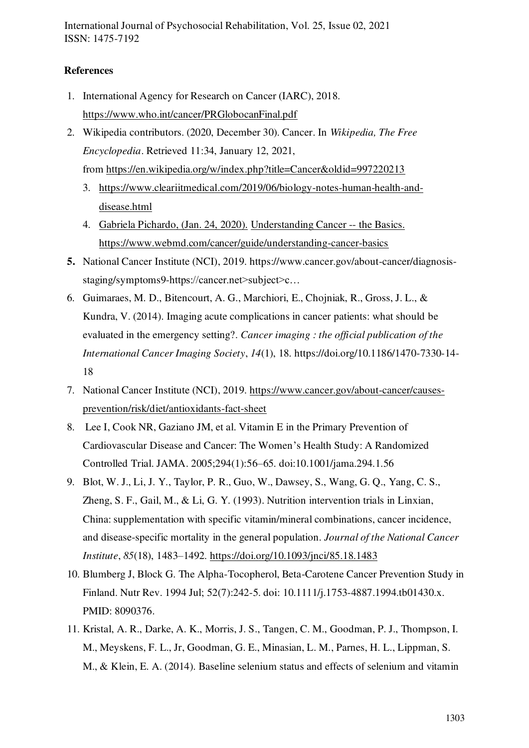**References**

1. International Agency for Research on Cancer (IARC), 2018. https://www.who.int/cancer/PRGlobocanFinal.pdf
2. Wikipedia contributors. (2020, December 30). Cancer. In *Wikipedia, The Free Encyclopedia*. Retrieved 11:34, January 12, 2021, from https://en.wikipedia.org/w/index.php?title=Cancer&oldid=997220213
3. https://www.cleariitmedical.com/2019/06/biology-notes-human-health-and-disease.html
4. Gabriela Pichardo, (Jan. 24, 2020). Understanding Cancer -- the Basics. https://www.webmd.com/cancer/guide/understanding-cancer-basics
5. National Cancer Institute (NCI), 2019. https://www.cancer.gov/about-cancer/diagnosis-staging/symptoms9-https://cancer.net>subject>c…
6. Guimaraes, M. D., Bitencourt, A. G., Marchiori, E., Chojniak, R., Gross, J. L., & Kundra, V. (2014). Imaging acute complications in cancer patients: what should be evaluated in the emergency setting?. *Cancer imaging : the official publication of the International Cancer Imaging Society*, *14*(1), 18. https://doi.org/10.1186/1470-7330-14-18
7. National Cancer Institute (NCI), 2019. https://www.cancer.gov/about-cancer/causes-prevention/risk/diet/antioxidants-fact-sheet
8. Lee I, Cook NR, Gaziano JM, et al. Vitamin E in the Primary Prevention of Cardiovascular Disease and Cancer: The Women's Health Study: A Randomized Controlled Trial. JAMA. 2005;294(1):56–65. doi:10.1001/jama.294.1.56
9. Blot, W. J., Li, J. Y., Taylor, P. R., Guo, W., Dawsey, S., Wang, G. Q., Yang, C. S., Zheng, S. F., Gail, M., & Li, G. Y. (1993). Nutrition intervention trials in Linxian, China: supplementation with specific vitamin/mineral combinations, cancer incidence, and disease-specific mortality in the general population. *Journal of the National Cancer Institute*, *85*(18), 1483–1492. https://doi.org/10.1093/jnci/85.18.1483
10. Blumberg J, Block G. The Alpha-Tocopherol, Beta-Carotene Cancer Prevention Study in Finland. Nutr Rev. 1994 Jul; 52(7):242-5. doi: 10.1111/j.1753-4887.1994.tb01430.x. PMID: 8090376.
11. Kristal, A. R., Darke, A. K., Morris, J. S., Tangen, C. M., Goodman, P. J., Thompson, I. M., Meyskens, F. L., Jr, Goodman, G. E., Minasian, L. M., Parnes, H. L., Lippman, S. M., & Klein, E. A. (2014). Baseline selenium status and effects of selenium and vitamin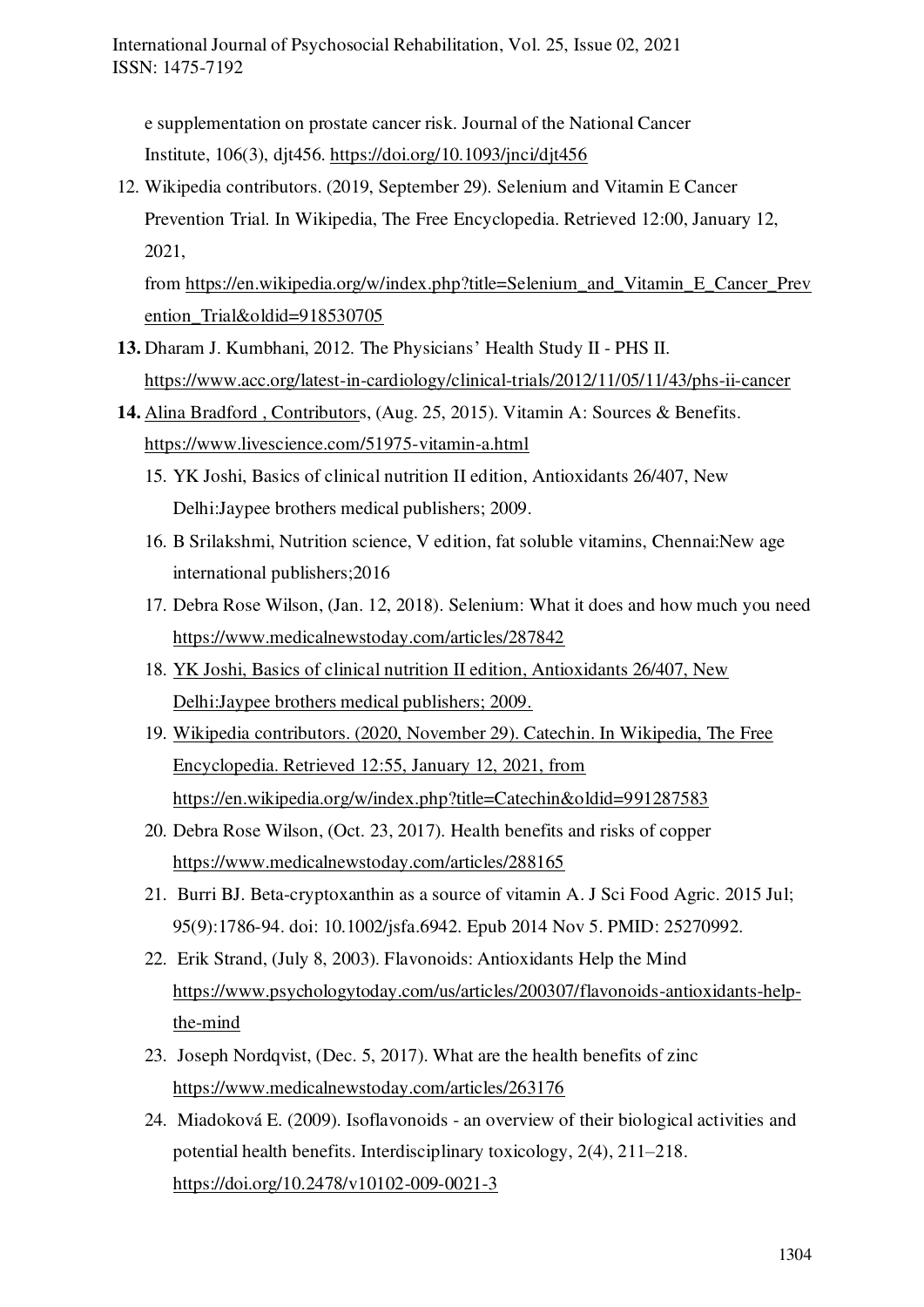e supplementation on prostate cancer risk. Journal of the National Cancer Institute, 106(3), djt456. https://doi.org/10.1093/jnci/djt456

12. Wikipedia contributors. (2019, September 29). Selenium and Vitamin E Cancer Prevention Trial. In Wikipedia, The Free Encyclopedia. Retrieved 12:00, January 12, 2021, from https://en.wikipedia.org/w/index.php?title=Selenium_and_Vitamin_E_Cancer_Prevention_Trial&oldid=918530705
13. Dharam J. Kumbhani, 2012. The Physicians' Health Study II - PHS II. https://www.acc.org/latest-in-cardiology/clinical-trials/2012/11/05/11/43/phs-ii-cancer
14. Alina Bradford , Contributors, (Aug. 25, 2015). Vitamin A: Sources & Benefits. https://www.livescience.com/51975-vitamin-a.html
15. YK Joshi, Basics of clinical nutrition II edition, Antioxidants 26/407, New Delhi:Jaypee brothers medical publishers; 2009.
16. B Srilakshmi, Nutrition science, V edition, fat soluble vitamins, Chennai:New age international publishers;2016
17. Debra Rose Wilson, (Jan. 12, 2018). Selenium: What it does and how much you need https://www.medicalnewstoday.com/articles/287842
18. YK Joshi, Basics of clinical nutrition II edition, Antioxidants 26/407, New Delhi:Jaypee brothers medical publishers; 2009.
19. Wikipedia contributors. (2020, November 29). Catechin. In Wikipedia, The Free Encyclopedia. Retrieved 12:55, January 12, 2021, from https://en.wikipedia.org/w/index.php?title=Catechin&oldid=991287583
20. Debra Rose Wilson, (Oct. 23, 2017). Health benefits and risks of copper https://www.medicalnewstoday.com/articles/288165
21. Burri BJ. Beta-cryptoxanthin as a source of vitamin A. J Sci Food Agric. 2015 Jul; 95(9):1786-94. doi: 10.1002/jsfa.6942. Epub 2014 Nov 5. PMID: 25270992.
22. Erik Strand, (July 8, 2003). Flavonoids: Antioxidants Help the Mind https://www.psychologytoday.com/us/articles/200307/flavonoids-antioxidants-help-the-mind
23. Joseph Nordqvist, (Dec. 5, 2017). What are the health benefits of zinc https://www.medicalnewstoday.com/articles/263176
24. Miadoková E. (2009). Isoflavonoids - an overview of their biological activities and potential health benefits. Interdisciplinary toxicology, 2(4), 211–218. https://doi.org/10.2478/v10102-009-0021-3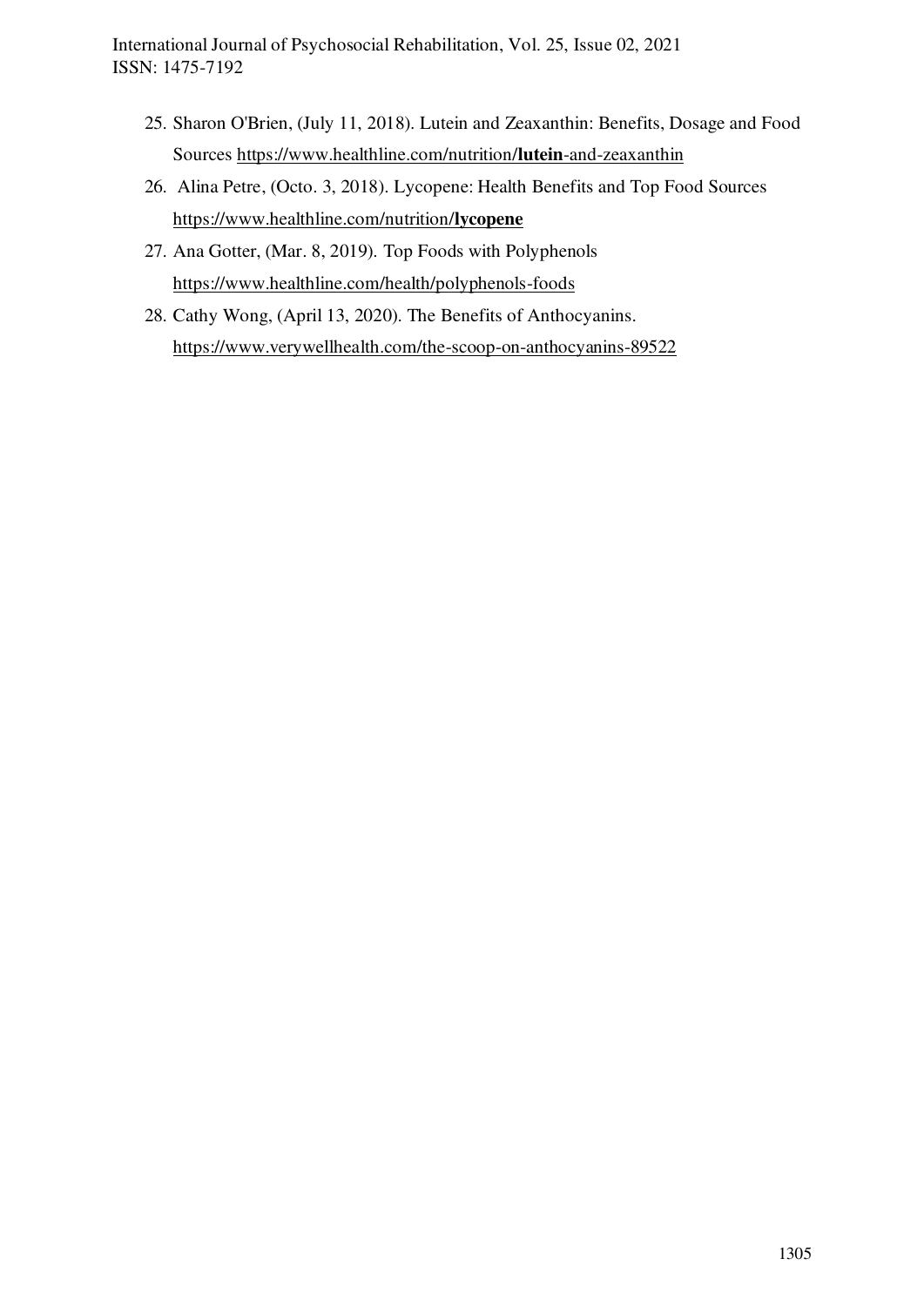25. Sharon O'Brien, (July 11, 2018). Lutein and Zeaxanthin: Benefits, Dosage and Food Sources https://www.healthline.com/nutrition/**lutein**-and-zeaxanthin
26. Alina Petre, (Octo. 3, 2018). Lycopene: Health Benefits and Top Food Sources https://www.healthline.com/nutrition/**lycopene**
27. Ana Gotter, (Mar. 8, 2019). Top Foods with Polyphenols https://www.healthline.com/health/polyphenols-foods
28. Cathy Wong, (April 13, 2020). The Benefits of Anthocyanins. https://www.verywellhealth.com/the-scoop-on-anthocyanins-89522